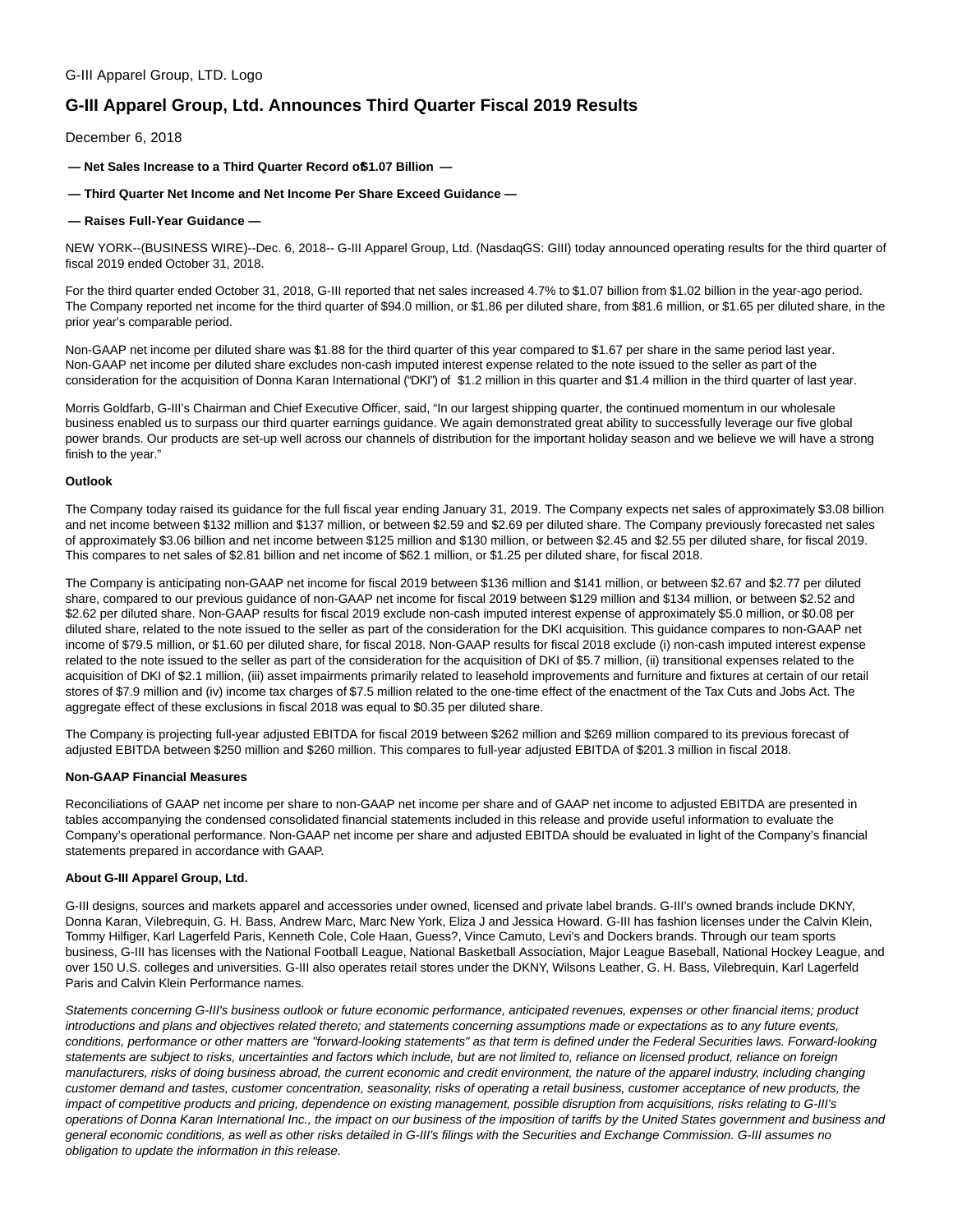G-III Apparel Group, LTD. Logo

# G-III Apparel Group, Ltd. Announces Third Quarter Fiscal 2019 Results

December 6, 2018

**— Net Sales Increase to a Third Quarter Record of $1.07 Billion —**

**— Third Quarter Net Income and Net Income Per Share Exceed Guidance —**

**— Raises Full-Year Guidance —**

NEW YORK--(BUSINESS WIRE)--Dec. 6, 2018-- G-III Apparel Group, Ltd. (NasdaqGS: GIII) today announced operating results for the third quarter of fiscal 2019 ended October 31, 2018.

For the third quarter ended October 31, 2018, G-III reported that net sales increased 4.7% to $1.07 billion from $1.02 billion in the year-ago period. The Company reported net income for the third quarter of $94.0 million, or $1.86 per diluted share, from $81.6 million, or $1.65 per diluted share, in the prior year's comparable period.

Non-GAAP net income per diluted share was $1.88 for the third quarter of this year compared to $1.67 per share in the same period last year. Non-GAAP net income per diluted share excludes non-cash imputed interest expense related to the note issued to the seller as part of the consideration for the acquisition of Donna Karan International ("DKI") of $1.2 million in this quarter and $1.4 million in the third quarter of last year.

Morris Goldfarb, G-III's Chairman and Chief Executive Officer, said, "In our largest shipping quarter, the continued momentum in our wholesale business enabled us to surpass our third quarter earnings guidance. We again demonstrated great ability to successfully leverage our five global power brands. Our products are set-up well across our channels of distribution for the important holiday season and we believe we will have a strong finish to the year."

**Outlook**

The Company today raised its guidance for the full fiscal year ending January 31, 2019. The Company expects net sales of approximately $3.08 billion and net income between $132 million and $137 million, or between $2.59 and $2.69 per diluted share. The Company previously forecasted net sales of approximately $3.06 billion and net income between $125 million and $130 million, or between $2.45 and $2.55 per diluted share, for fiscal 2019. This compares to net sales of $2.81 billion and net income of $62.1 million, or $1.25 per diluted share, for fiscal 2018.

The Company is anticipating non-GAAP net income for fiscal 2019 between $136 million and $141 million, or between $2.67 and $2.77 per diluted share, compared to our previous guidance of non-GAAP net income for fiscal 2019 between $129 million and $134 million, or between $2.52 and $2.62 per diluted share. Non-GAAP results for fiscal 2019 exclude non-cash imputed interest expense of approximately $5.0 million, or $0.08 per diluted share, related to the note issued to the seller as part of the consideration for the DKI acquisition. This guidance compares to non-GAAP net income of $79.5 million, or $1.60 per diluted share, for fiscal 2018. Non-GAAP results for fiscal 2018 exclude (i) non-cash imputed interest expense related to the note issued to the seller as part of the consideration for the acquisition of DKI of $5.7 million, (ii) transitional expenses related to the acquisition of DKI of $2.1 million, (iii) asset impairments primarily related to leasehold improvements and furniture and fixtures at certain of our retail stores of $7.9 million and (iv) income tax charges of $7.5 million related to the one-time effect of the enactment of the Tax Cuts and Jobs Act. The aggregate effect of these exclusions in fiscal 2018 was equal to $0.35 per diluted share.

The Company is projecting full-year adjusted EBITDA for fiscal 2019 between $262 million and $269 million compared to its previous forecast of adjusted EBITDA between $250 million and $260 million. This compares to full-year adjusted EBITDA of $201.3 million in fiscal 2018.

**Non-GAAP Financial Measures**

Reconciliations of GAAP net income per share to non-GAAP net income per share and of GAAP net income to adjusted EBITDA are presented in tables accompanying the condensed consolidated financial statements included in this release and provide useful information to evaluate the Company's operational performance. Non-GAAP net income per share and adjusted EBITDA should be evaluated in light of the Company's financial statements prepared in accordance with GAAP.

**About G-III Apparel Group, Ltd.**

G-III designs, sources and markets apparel and accessories under owned, licensed and private label brands. G-III's owned brands include DKNY, Donna Karan, Vilebrequin, G. H. Bass, Andrew Marc, Marc New York, Eliza J and Jessica Howard. G-III has fashion licenses under the Calvin Klein, Tommy Hilfiger, Karl Lagerfeld Paris, Kenneth Cole, Cole Haan, Guess?, Vince Camuto, Levi's and Dockers brands. Through our team sports business, G-III has licenses with the National Football League, National Basketball Association, Major League Baseball, National Hockey League, and over 150 U.S. colleges and universities. G-III also operates retail stores under the DKNY, Wilsons Leather, G. H. Bass, Vilebrequin, Karl Lagerfeld Paris and Calvin Klein Performance names.

*Statements concerning G-III's business outlook or future economic performance, anticipated revenues, expenses or other financial items; product introductions and plans and objectives related thereto; and statements concerning assumptions made or expectations as to any future events, conditions, performance or other matters are "forward-looking statements" as that term is defined under the Federal Securities laws. Forward-looking statements are subject to risks, uncertainties and factors which include, but are not limited to, reliance on licensed product, reliance on foreign manufacturers, risks of doing business abroad, the current economic and credit environment, the nature of the apparel industry, including changing customer demand and tastes, customer concentration, seasonality, risks of operating a retail business, customer acceptance of new products, the impact of competitive products and pricing, dependence on existing management, possible disruption from acquisitions, risks relating to G-III's operations of Donna Karan International Inc., the impact on our business of the imposition of tariffs by the United States government and business and general economic conditions, as well as other risks detailed in G-III's filings with the Securities and Exchange Commission. G-III assumes no obligation to update the information in this release.*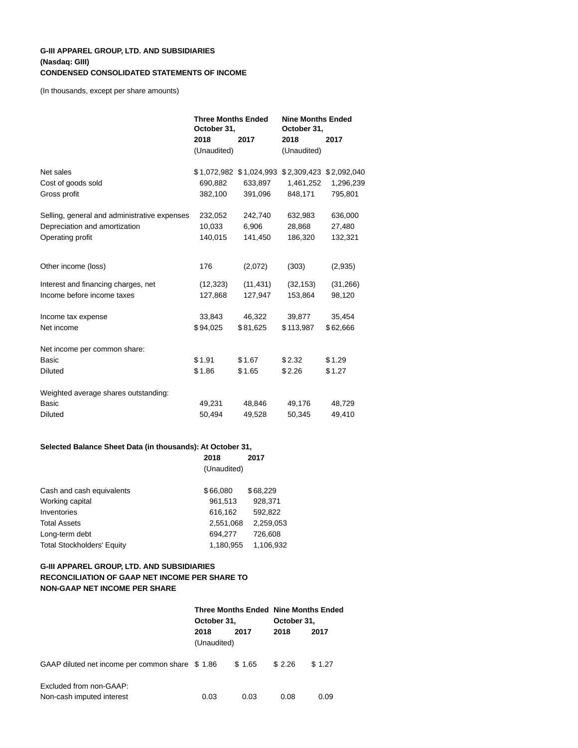**G-III APPAREL GROUP, LTD. AND SUBSIDIARIES**
**(Nasdaq: GIII)**
**CONDENSED CONSOLIDATED STATEMENTS OF INCOME**

(In thousands, except per share amounts)

| | **Three Months Ended October 31,** | | **Nine Months Ended October 31,** | |
|---|---|---|---|---|
| | **2018** | **2017** | **2018** | **2017** |
| | (Unaudited) | | (Unaudited) | |
| Net sales | $1,072,982 | $1,024,993 | $2,309,423 | $2,092,040 |
| Cost of goods sold | 690,882 | 633,897 | 1,461,252 | 1,296,239 |
| Gross profit | 382,100 | 391,096 | 848,171 | 795,801 |
| Selling, general and administrative expenses | 232,052 | 242,740 | 632,983 | 636,000 |
| Depreciation and amortization | 10,033 | 6,906 | 28,868 | 27,480 |
| Operating profit | 140,015 | 141,450 | 186,320 | 132,321 |
| Other income (loss) | 176 | (2,072) | (303) | (2,935) |
| Interest and financing charges, net | (12,323) | (11,431) | (32,153) | (31,266) |
| Income before income taxes | 127,868 | 127,947 | 153,864 | 98,120 |
| Income tax expense | 33,843 | 46,322 | 39,877 | 35,454 |
| Net income | $94,025 | $81,625 | $113,987 | $62,666 |
| Net income per common share: | | | | |
| Basic | $1.91 | $1.67 | $2.32 | $1.29 |
| Diluted | $1.86 | $1.65 | $2.26 | $1.27 |
| Weighted average shares outstanding: | | | | |
| Basic | 49,231 | 48,846 | 49,176 | 48,729 |
| Diluted | 50,494 | 49,528 | 50,345 | 49,410 |

**Selected Balance Sheet Data (in thousands): At October 31,**

| | **2018** | **2017** |
|---|---|---|
| | (Unaudited) | |
| Cash and cash equivalents | $66,080 | $68,229 |
| Working capital | 961,513 | 928,371 |
| Inventories | 616,162 | 592,822 |
| Total Assets | 2,551,068 | 2,259,053 |
| Long-term debt | 694,277 | 726,608 |
| Total Stockholders' Equity | 1,180,955 | 1,106,932 |

**G-III APPAREL GROUP, LTD. AND SUBSIDIARIES**
**RECONCILIATION OF GAAP NET INCOME PER SHARE TO**
**NON-GAAP NET INCOME PER SHARE**

| | **Three Months Ended October 31,** | | **Nine Months Ended October 31,** | |
|---|---|---|---|---|
| | **2018** | **2017** | **2018** | **2017** |
| | (Unaudited) | | | |
| GAAP diluted net income per common share | $ 1.86 | $ 1.65 | $ 2.26 | $ 1.27 |
| Excluded from non-GAAP: | | | | |
| Non-cash imputed interest | 0.03 | 0.03 | 0.08 | 0.09 |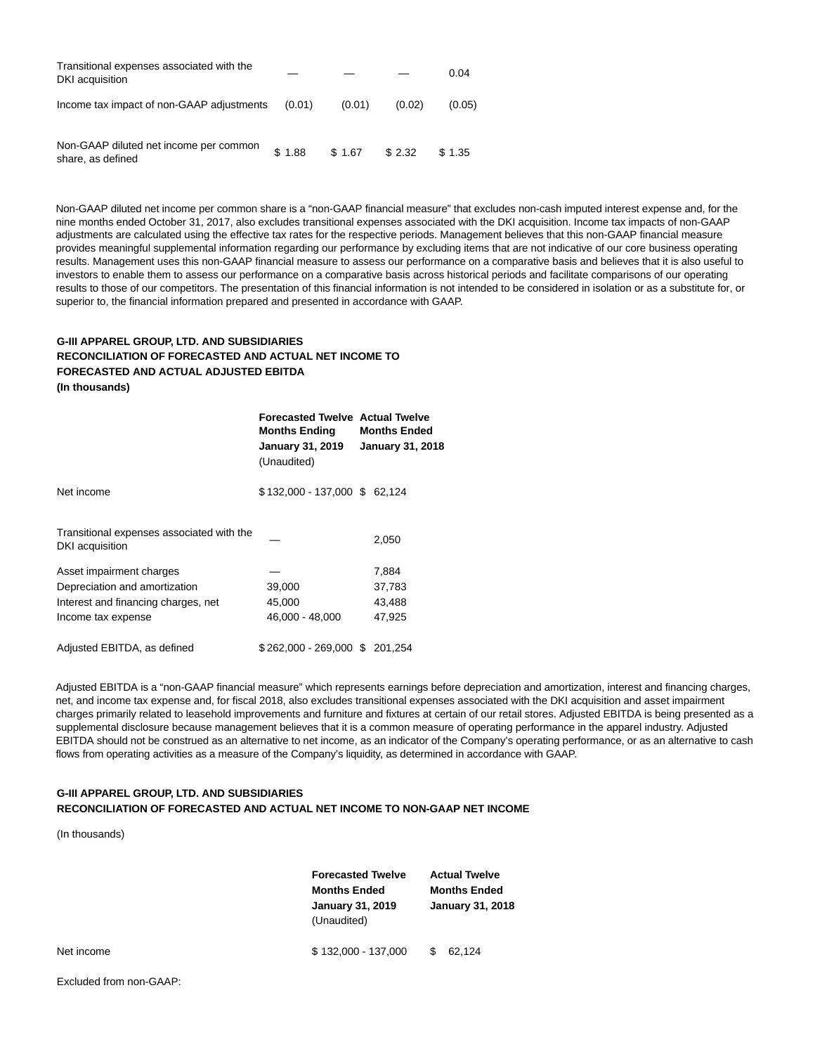| | | | | |
|---|---|---|---|---|
| Transitional expenses associated with the DKI acquisition | — | — | — | 0.04 |
| Income tax impact of non-GAAP adjustments | (0.01) | (0.01) | (0.02) | (0.05) |
| Non-GAAP diluted net income per common share, as defined | $ 1.88 | $ 1.67 | $ 2.32 | $ 1.35 |

Non-GAAP diluted net income per common share is a "non-GAAP financial measure" that excludes non-cash imputed interest expense and, for the nine months ended October 31, 2017, also excludes transitional expenses associated with the DKI acquisition. Income tax impacts of non-GAAP adjustments are calculated using the effective tax rates for the respective periods. Management believes that this non-GAAP financial measure provides meaningful supplemental information regarding our performance by excluding items that are not indicative of our core business operating results. Management uses this non-GAAP financial measure to assess our performance on a comparative basis and believes that it is also useful to investors to enable them to assess our performance on a comparative basis across historical periods and facilitate comparisons of our operating results to those of our competitors. The presentation of this financial information is not intended to be considered in isolation or as a substitute for, or superior to, the financial information prepared and presented in accordance with GAAP.

**G-III APPAREL GROUP, LTD. AND SUBSIDIARIES**
**RECONCILIATION OF FORECASTED AND ACTUAL NET INCOME TO**
**FORECASTED AND ACTUAL ADJUSTED EBITDA**
**(In thousands)**

| | **Forecasted Twelve Months Ending January 31, 2019** (Unaudited) | **Actual Twelve Months Ended January 31, 2018** |
|---|---|---|
| Net income | $ 132,000 - 137,000 | $ 62,124 |
| Transitional expenses associated with the DKI acquisition | — | 2,050 |
| Asset impairment charges | — | 7,884 |
| Depreciation and amortization | 39,000 | 37,783 |
| Interest and financing charges, net | 45,000 | 43,488 |
| Income tax expense | 46,000 - 48,000 | 47,925 |
| Adjusted EBITDA, as defined | $ 262,000 - 269,000 | $ 201,254 |

Adjusted EBITDA is a "non-GAAP financial measure" which represents earnings before depreciation and amortization, interest and financing charges, net, and income tax expense and, for fiscal 2018, also excludes transitional expenses associated with the DKI acquisition and asset impairment charges primarily related to leasehold improvements and furniture and fixtures at certain of our retail stores. Adjusted EBITDA is being presented as a supplemental disclosure because management believes that it is a common measure of operating performance in the apparel industry. Adjusted EBITDA should not be construed as an alternative to net income, as an indicator of the Company's operating performance, or as an alternative to cash flows from operating activities as a measure of the Company's liquidity, as determined in accordance with GAAP.

**G-III APPAREL GROUP, LTD. AND SUBSIDIARIES**
**RECONCILIATION OF FORECASTED AND ACTUAL NET INCOME TO NON-GAAP NET INCOME**

(In thousands)

| | **Forecasted Twelve Months Ended January 31, 2019** (Unaudited) | **Actual Twelve Months Ended January 31, 2018** |
|---|---|---|
| Net income | $ 132,000 - 137,000 | $ 62,124 |
| Excluded from non-GAAP: | | |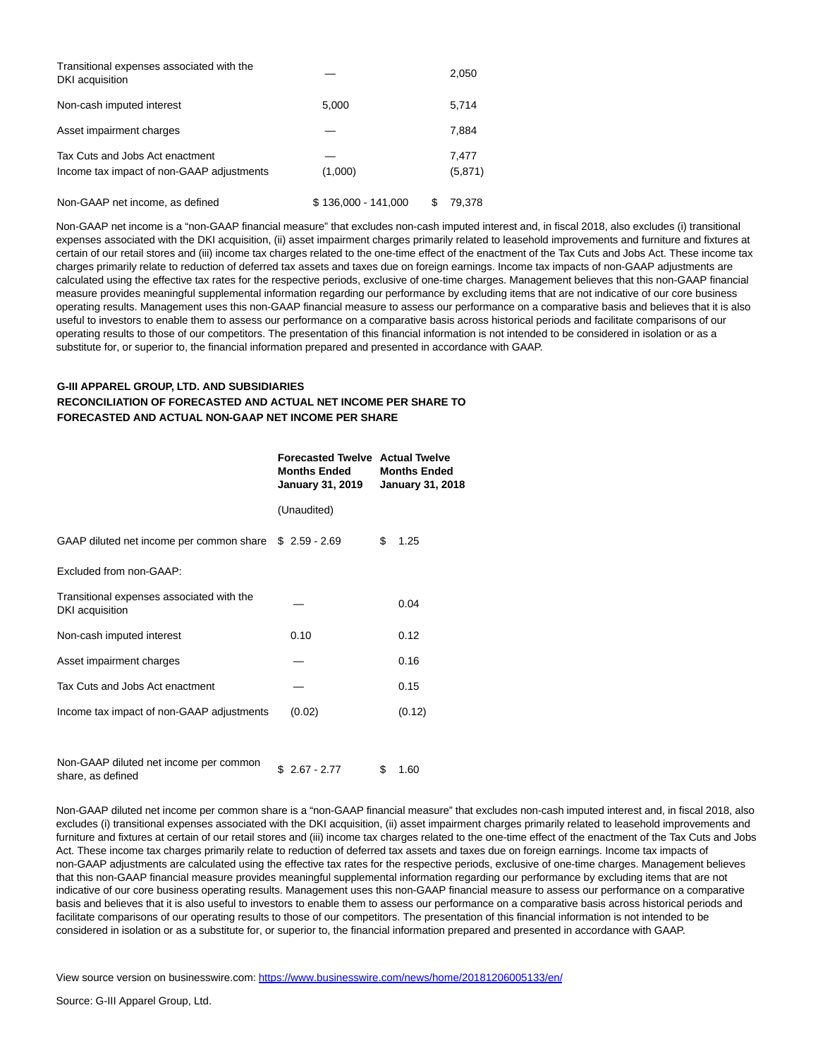| | | |
|---|---|---|
| Transitional expenses associated with the DKI acquisition | — | 2,050 |
| Non-cash imputed interest | 5,000 | 5,714 |
| Asset impairment charges | — | 7,884 |
| Tax Cuts and Jobs Act enactment | — | 7,477 |
| Income tax impact of non-GAAP adjustments | (1,000) | (5,871) |
| Non-GAAP net income, as defined | $ 136,000 - 141,000 | $ 79,378 |

Non-GAAP net income is a "non-GAAP financial measure" that excludes non-cash imputed interest and, in fiscal 2018, also excludes (i) transitional expenses associated with the DKI acquisition, (ii) asset impairment charges primarily related to leasehold improvements and furniture and fixtures at certain of our retail stores and (iii) income tax charges related to the one-time effect of the enactment of the Tax Cuts and Jobs Act. These income tax charges primarily relate to reduction of deferred tax assets and taxes due on foreign earnings. Income tax impacts of non-GAAP adjustments are calculated using the effective tax rates for the respective periods, exclusive of one-time charges. Management believes that this non-GAAP financial measure provides meaningful supplemental information regarding our performance by excluding items that are not indicative of our core business operating results. Management uses this non-GAAP financial measure to assess our performance on a comparative basis and believes that it is also useful to investors to enable them to assess our performance on a comparative basis across historical periods and facilitate comparisons of our operating results to those of our competitors. The presentation of this financial information is not intended to be considered in isolation or as a substitute for, or superior to, the financial information prepared and presented in accordance with GAAP.

**G-III APPAREL GROUP, LTD. AND SUBSIDIARIES**
**RECONCILIATION OF FORECASTED AND ACTUAL NET INCOME PER SHARE TO FORECASTED AND ACTUAL NON-GAAP NET INCOME PER SHARE**

| | Forecasted Twelve Months Ended January 31, 2019 | Actual Twelve Months Ended January 31, 2018 |
|---|---|---|
| | (Unaudited) | |
| GAAP diluted net income per common share | $ 2.59 - 2.69 | $ 1.25 |
| Excluded from non-GAAP: | | |
| Transitional expenses associated with the DKI acquisition | — | 0.04 |
| Non-cash imputed interest | 0.10 | 0.12 |
| Asset impairment charges | — | 0.16 |
| Tax Cuts and Jobs Act enactment | — | 0.15 |
| Income tax impact of non-GAAP adjustments | (0.02) | (0.12) |
| Non-GAAP diluted net income per common share, as defined | $ 2.67 - 2.77 | $ 1.60 |

Non-GAAP diluted net income per common share is a "non-GAAP financial measure" that excludes non-cash imputed interest and, in fiscal 2018, also excludes (i) transitional expenses associated with the DKI acquisition, (ii) asset impairment charges primarily related to leasehold improvements and furniture and fixtures at certain of our retail stores and (iii) income tax charges related to the one-time effect of the enactment of the Tax Cuts and Jobs Act. These income tax charges primarily relate to reduction of deferred tax assets and taxes due on foreign earnings. Income tax impacts of non-GAAP adjustments are calculated using the effective tax rates for the respective periods, exclusive of one-time charges. Management believes that this non-GAAP financial measure provides meaningful supplemental information regarding our performance by excluding items that are not indicative of our core business operating results. Management uses this non-GAAP financial measure to assess our performance on a comparative basis and believes that it is also useful to investors to enable them to assess our performance on a comparative basis across historical periods and facilitate comparisons of our operating results to those of our competitors. The presentation of this financial information is not intended to be considered in isolation or as a substitute for, or superior to, the financial information prepared and presented in accordance with GAAP.

View source version on businesswire.com: https://www.businesswire.com/news/home/20181206005133/en/

Source: G-III Apparel Group, Ltd.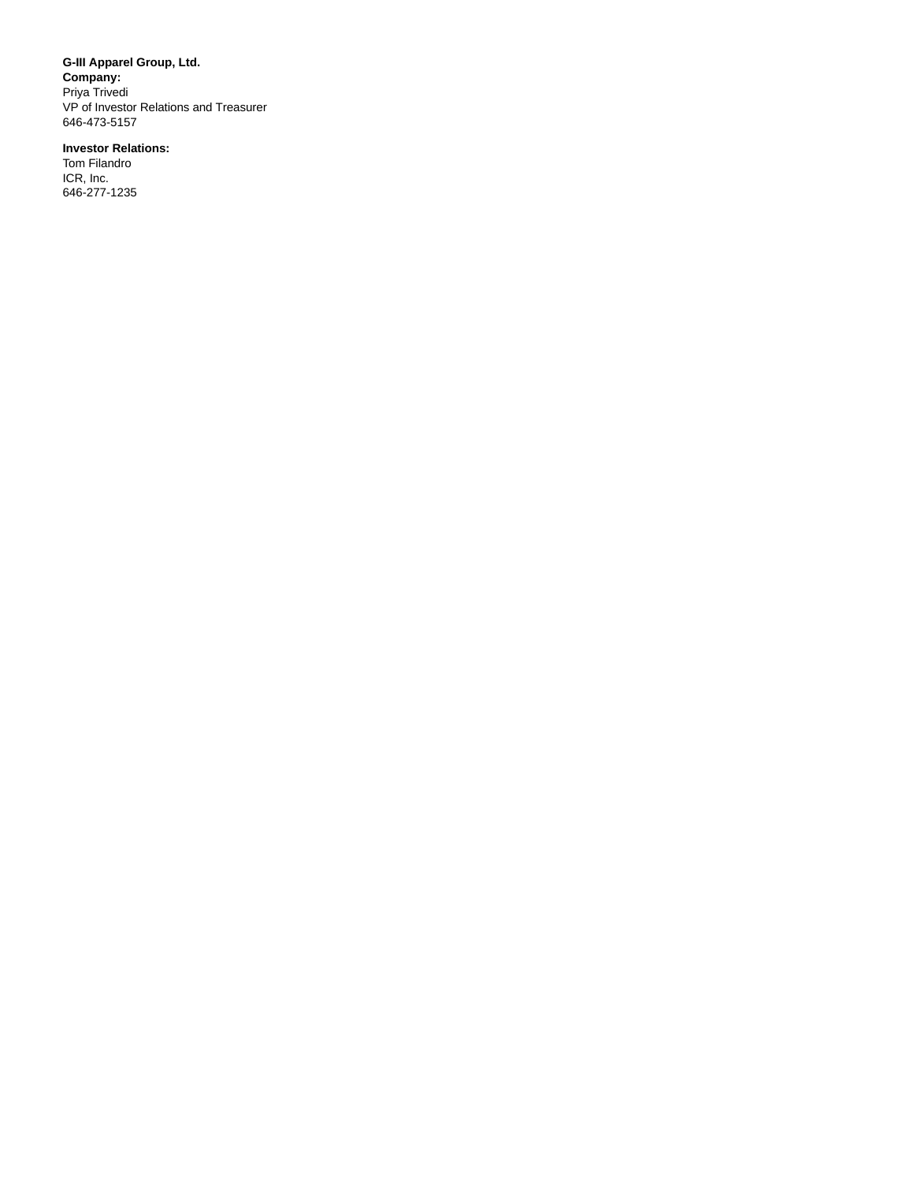**G-III Apparel Group, Ltd.**
**Company:**
Priya Trivedi
VP of Investor Relations and Treasurer
646-473-5157

**Investor Relations:**
Tom Filandro
ICR, Inc.
646-277-1235